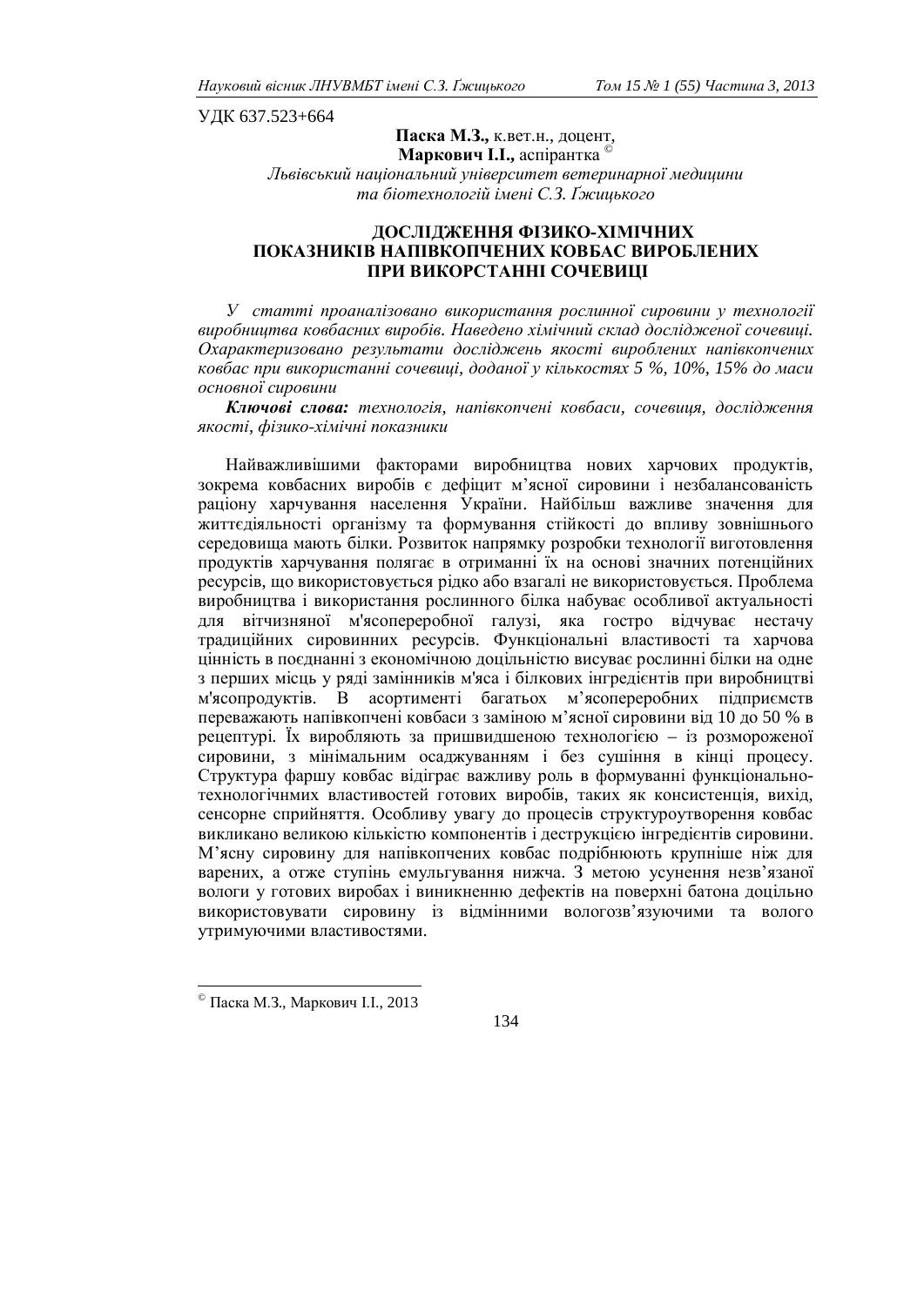УДК 637.523+664

**Паска М.З.,** к.вет.н., доцент,
**Маркович І.І.,** аспірантка ©
*Львівський національний університет ветеринарної медицини та біотехнологій імені С.З. Ґжицького*

# ДОСЛІДЖЕННЯ ФІЗИКО-ХІМІЧНИХ ПОКАЗНИКІВ НАПІВКОПЧЕНИХ КОВБАС ВИРОБЛЕНИХ ПРИ ВИКОРСТАННІ СОЧЕВИЦІ

*У статті проаналізовано використання рослинної сировини у технології виробництва ковбасних виробів. Наведено хімічний склад дослідженої сочевиці. Охарактеризовано результати досліджень якості вироблених напівкопчених ковбас при використанні сочевиці, доданої у кількостях 5 %, 10%, 15% до маси основної сировини*

***Ключові слова:*** *технологія, напівкопчені ковбаси, сочевиця, дослідження якості, фізико-хімічні показники*

Найважливішими факторами виробництва нових харчових продуктів, зокрема ковбасних виробів є дефіцит м'ясної сировини і незбалансованість раціону харчування населення України. Найбільш важливе значення для життєдіяльності організму та формування стійкості до впливу зовнішнього середовища мають білки. Розвиток напрямку розробки технології виготовлення продуктів харчування полягає в отриманні їх на основі значних потенційних ресурсів, що використовується рідко або взагалі не використовується. Проблема виробництва і використання рослинного білка набуває особливої актуальності для вітчизняної м'ясопереробної галузі, яка гостро відчуває нестачу традиційних сировинних ресурсів. Функціональні властивості та харчова цінність в поєднанні з економічною доцільністю висуває рослинні білки на одне з перших місць у ряді замінників м'яса і білкових інгредієнтів при виробництві м'ясопродуктів. В асортименті багатьох м'ясопереробних підприємств переважають напівкопчені ковбаси з заміною м'ясної сировини від 10 до 50 % в рецептурі. Їх виробляють за пришвидшеною технологією – із розмороженої сировини, з мінімальним осаджуванням і без сушіння в кінці процесу. Структура фаршу ковбас відіграє важливу роль в формуванні функціонально-технологічнмих властивостей готових виробів, таких як консистенція, вихід, сенсорне сприйняття. Особливу увагу до процесів структуроутворення ковбас викликано великою кількістю компонентів і деструкцією інгредієнтів сировини. М'ясну сировину для напівкопчених ковбас подрібнюють крупніше ніж для варених, а отже ступінь емульгування нижча. З метою усунення незв'язаної вологи у готових виробах і виникненню дефектів на поверхні батона доцільно використовувати сировину із відмінними вологозв'язуючими та волого утримуючими властивостями.

---

© Паска М.З., Маркович І.І., 2013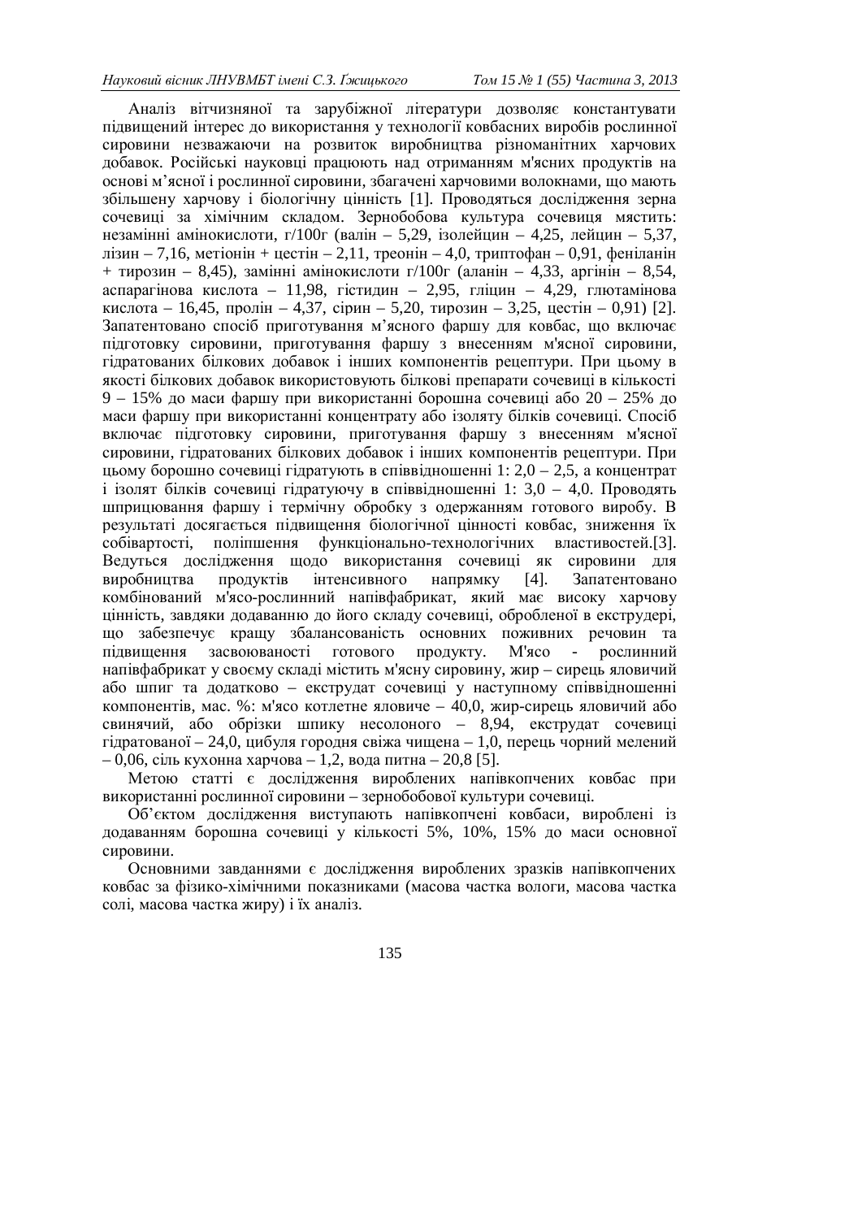Аналіз вітчизняної та зарубіжної літератури дозволяє константувати підвищений інтерес до використання у технології ковбасних виробів рослинної сировини незважаючи на розвиток виробництва різноманітних харчових добавок. Російські науковці працюють над отриманням м'ясних продуктів на основі м'ясної і рослинної сировини, збагачені харчовими волокнами, що мають збільшену харчову і біологічну цінність [1]. Проводяться дослідження зерна сочевиці за хімічним складом. Зернобобова культура сочевиця мястить: незамінні амінокислоти, г/100г (валін – 5,29, ізолейцин – 4,25, лейцин – 5,37, лізин – 7,16, метіонін + цестін – 2,11, треонін – 4,0, триптофан – 0,91, феніланін + тирозин – 8,45), замінні амінокислоти г/100г (аланін – 4,33, аргінін – 8,54, аспарагінова кислота – 11,98, гістидин – 2,95, гліцин – 4,29, глютамінова кислота – 16,45, пролін – 4,37, сірин – 5,20, тирозин – 3,25, цестін – 0,91) [2]. Запатентовано спосіб приготування м'ясного фаршу для ковбас, що включає підготовку сировини, приготування фаршу з внесенням м'ясної сировини, гідратованих білкових добавок і інших компонентів рецептури. При цьому в якості білкових добавок використовують білкові препарати сочевиці в кількості 9 – 15% до маси фаршу при використанні борошна сочевиці або 20 – 25% до маси фаршу при використанні концентрату або ізоляту білків сочевиці. Спосіб включає підготовку сировини, приготування фаршу з внесенням м'ясної сировини, гідратованих білкових добавок і інших компонентів рецептури. При цьому борошно сочевиці гідратують в співвідношенні 1: 2,0 – 2,5, а концентрат і ізолят білків сочевиці гідратуючу в співвідношенні 1: 3,0 – 4,0. Проводять шприцювання фаршу і термічну обробку з одержанням готового виробу. В результаті досягається підвищення біологічної цінності ковбас, зниження їх собівартості, поліпшення функціонально-технологічних властивостей.[3]. Ведуться дослідження щодо використання сочевиці як сировини для виробництва продуктів інтенсивного напрямку [4]. Запатентовано комбінований м'ясо-рослинний напівфабрикат, який має високу харчову цінність, завдяки додаванню до його складу сочевиці, обробленої в екструдері, що забезпечує кращу збалансованість основних поживних речовин та підвищення засвоюваності готового продукту. М'ясо - рослинний напівфабрикат у своєму складі містить м'ясну сировину, жир – сирець яловичий або шпиг та додатково – екструдат сочевиці у наступному співвідношенні компонентів, мас. %: м'ясо котлетне яловиче – 40,0, жир-сирець яловичий або свинячий, або обрізки шпику несолоного – 8,94, екструдат сочевиці гідратованої – 24,0, цибуля городня свіжа чищена – 1,0, перець чорний мелений – 0,06, сіль кухонна харчова – 1,2, вода питна – 20,8 [5].

Метою статті є дослідження вироблених напівкопчених ковбас при використанні рослинної сировини – зернобобової культури сочевиці.

Об'єктом дослідження виступають напівкопчені ковбаси, вироблені із додаванням борошна сочевиці у кількості 5%, 10%, 15% до маси основної сировини.

Основними завданнями є дослідження вироблених зразків напівкопчених ковбас за фізико-хімічними показниками (масова частка вологи, масова частка солі, масова частка жиру) і їх аналіз.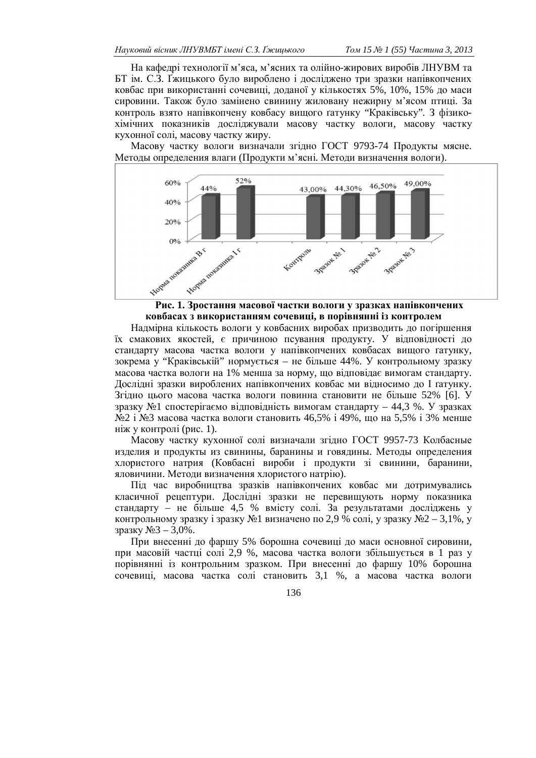На кафедрі технології м'яса, м'ясних та олійно-жирових виробів ЛНУВМ та БТ ім. С.З. Ґжицького було вироблено і досліджено три зразки напівкопчених ковбас при використанні сочевиці, доданої у кількостях 5%, 10%, 15% до маси сировини. Також було замінено свинину жиловану нежирну м'ясом птиці. За контроль взято напівкопчену ковбасу вищого ґатунку "Краківську". З фізико-хімічних показників досліджували масову частку вологи, масову частку кухонної солі, масову частку жиру.

Масову частку вологи визначали згідно ГОСТ 9793-74 Продукты мясне. Методы определения влаги (Продукти м'ясні. Методи визначення вологи).

**Рис. 1. Зростання масової частки вологи у зразках напівкопчених ковбасах з використанням сочевиці, в порівнянні із контролем**

Надмірна кількість вологи у ковбасних виробах призводить до погіршення їх смакових якостей, є причиною псування продукту. У відповідності до стандарту масова частка вологи у напівкопчених ковбасах вищого ґатунку, зокрема у "Краківській" нормується – не більше 44%. У контрольному зразку масова частка вологи на 1% менша за норму, що відповідає вимогам стандарту. Дослідні зразки вироблених напівкопчених ковбас ми відносимо до I ґатунку. Згідно цього масова частка вологи повинна становити не більше 52% [6]. У зразку №1 спостерігаємо відповідність вимогам стандарту – 44,3 %. У зразках №2 і №3 масова частка вологи становить 46,5% і 49%, що на 5,5% і 3% менше ніж у контролі (рис. 1).

Масову частку кухонної солі визначали згідно ГОСТ 9957-73 Колбасные изделия и продукты из свинины, баранины и говядины. Методы определения хлористого натрия (Ковбасні вироби і продукти зі свинини, баранини, яловичини. Методи визначення хлористого натрію).

Під час виробництва зразків напівкопчених ковбас ми дотримувались класичної рецептури. Дослідні зразки не перевищують норму показника стандарту – не більше 4,5 % вмісту солі. За результатами досліджень у контрольному зразку і зразку №1 визначено по 2,9 % солі, у зразку №2 – 3,1%, у зразку №3 – 3,0%.

При внесенні до фаршу 5% борошна сочевиці до маси основної сировини, при масовій частці солі 2,9 %, масова частка вологи збільшується в 1 раз у порівнянні із контрольним зразком. При внесенні до фаршу 10% борошна сочевиці, масова частка солі становить 3,1 %, а масова частка вологи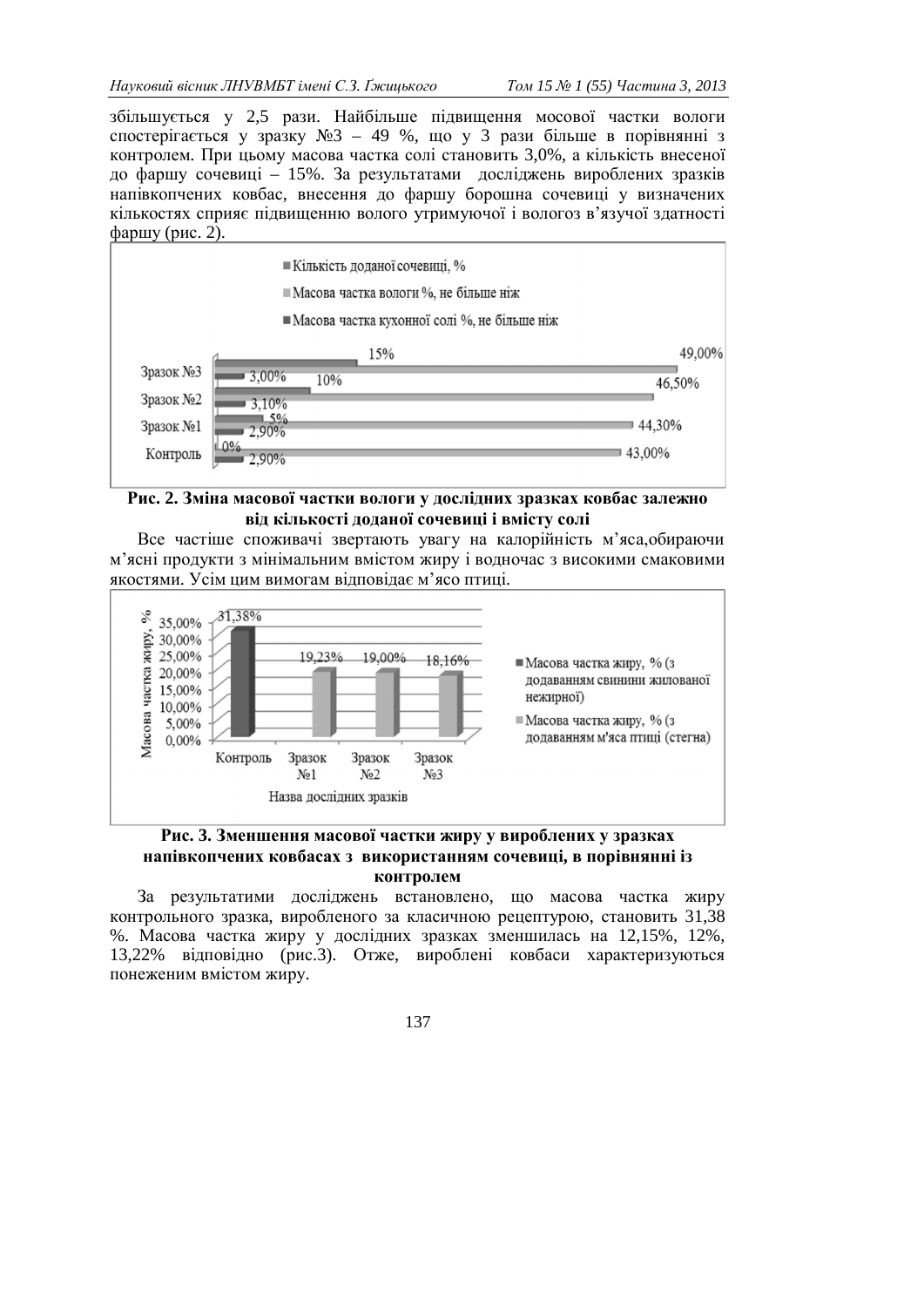збільшується у 2,5 рази. Найбільше підвищення мосової частки вологи спостерігається у зразку №3 – 49 %, що у 3 рази більше в порівнянні з контролем. При цьому масова частка солі становить 3,0%, а кількість внесеної до фаршу сочевиці – 15%. За результатами досліджень вироблених зразків напівкопчених ковбас, внесення до фаршу борошна сочевиці у визначених кількостях сприяє підвищенню волого утримуючої і вологоз в'язучої здатності фаршу (рис. 2).

| | Кількість доданої сочевиці, % | Масова частка вологи %, не більше ніж | Масова частка кухонної солі %, не більше ніж |
|---|---|---|---|
| Зразок №3 | 15% | 49,00% | 3,00% |
| Зразок №2 | 10% | 46,50% | 3,10% |
| Зразок №1 | 5% | 44,30% | 2,90% |
| Контроль | 0% | 43,00% | 2,90% |

**Рис. 2. Зміна масової частки вологи у дослідних зразках ковбас залежно від кількості доданої сочевиці і вмісту солі**

Все частіше споживачі звертають увагу на калорійність м'яса,обираючи м'ясні продукти з мінімальним вмістом жиру і водночас з високими смаковими якостями. Усім цим вимогам відповідає м'ясо птиці.

| Назва дослідних зразків | Масова частка жиру, % (з додаванням свинини жилованої нежирної) | Масова частка жиру, % (з додаванням м'яса птиці (стегна) |
|---|---|---|
| Контроль | 31,38% | |
| Зразок №1 | | 19,23% |
| Зразок №2 | | 19,00% |
| Зразок №3 | | 18,16% |

**Рис. 3. Зменшення масової частки жиру у вироблених у зразках напівкопчених ковбасах з використанням сочевиці, в порівнянні із контролем**

За результатами досліджень встановлено, що масова частка жиру контрольного зразка, виробленого за класичною рецептурою, становить 31,38 %. Масова частка жиру у дослідних зразках зменшилась на 12,15%, 12%, 13,22% відповідно (рис.3). Отже, вироблені ковбаси характеризуються понеженим вмістом жиру.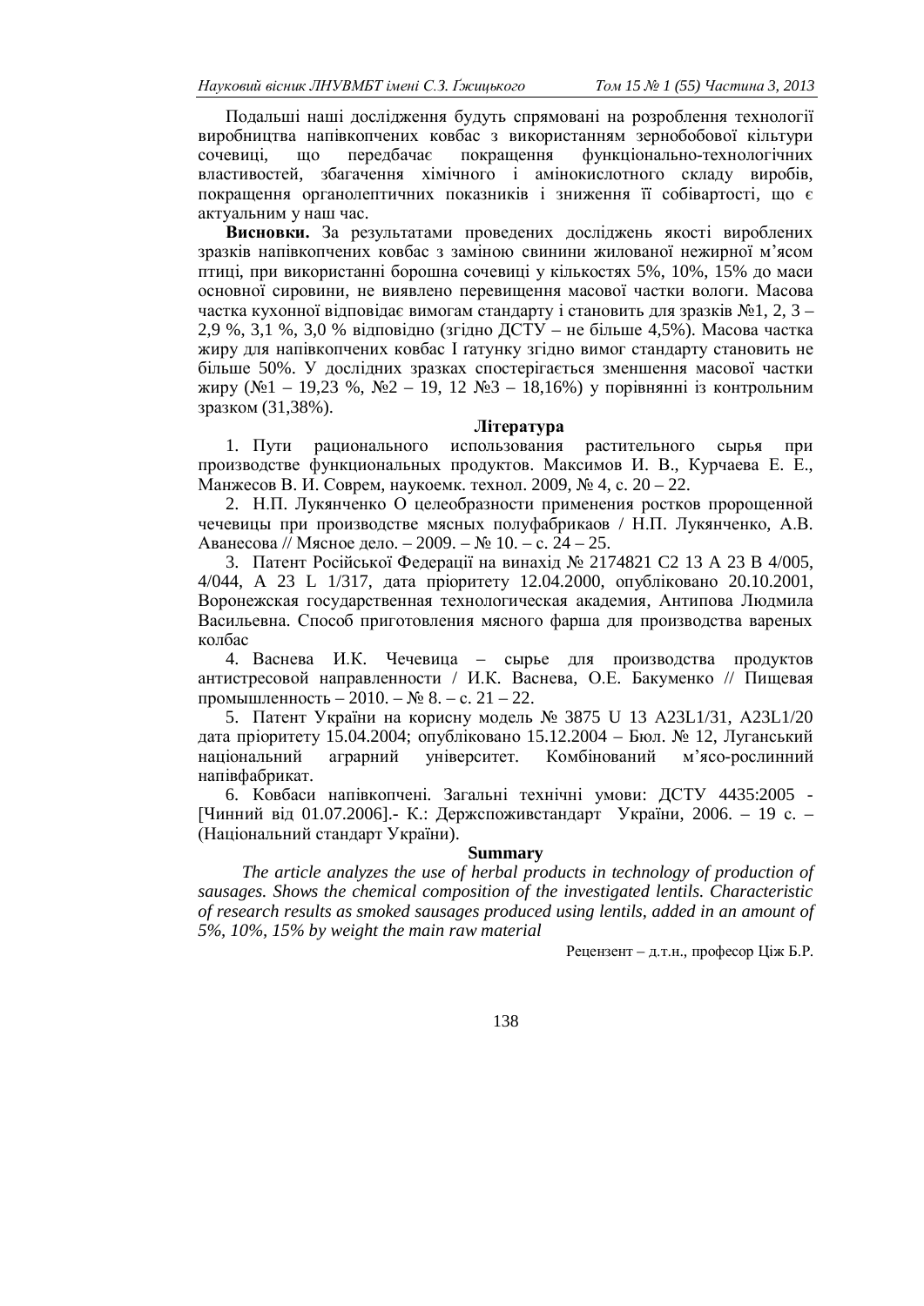Подальші наші дослідження будуть спрямовані на розроблення технології виробництва напівкопчених ковбас з використанням зернобобової кільтури сочевиці, що передбачає покращення функціонально-технологічних властивостей, збагачення хімічного і амінокислотного складу виробів, покращення органолептичних показників і зниження її собівартості, що є актуальним у наш час.

**Висновки.** За результатами проведених досліджень якості вироблених зразків напівкопчених ковбас з заміною свинини жилованої нежирної м'ясом птиці, при використанні борошна сочевиці у кількостях 5%, 10%, 15% до маси основної сировини, не виявлено перевищення масової частки вологи. Масова частка кухонної відповідає вимогам стандарту і становить для зразків №1, 2, 3 – 2,9 %, 3,1 %, 3,0 % відповідно (згідно ДСТУ – не більше 4,5%). Масова частка жиру для напівкопчених ковбас І ґатунку згідно вимог стандарту становить не більше 50%. У дослідних зразках спостерігається зменшення масової частки жиру (№1 – 19,23 %, №2 – 19, 12 №3 – 18,16%) у порівнянні із контрольним зразком (31,38%).

## Література

1. Пути рационального использования растительного сырья при производстве функциональных продуктов. Максимов И. В., Курчаева Е. Е., Манжесов В. И. Соврем, наукоемк. технол. 2009, № 4, с. 20 – 22.

2. Н.П. Лукянченко О целеобразности применения ростков пророщенной чечевицы при производстве мясных полуфабрикаов / Н.П. Лукянченко, А.В. Аванесова // Мясное дело. – 2009. – № 10. – с. 24 – 25.

3. Патент Російської Федерації на винахід № 2174821 С2 13 А 23 В 4/005, 4/044, А 23 L 1/317, дата пріоритету 12.04.2000, опубліковано 20.10.2001, Воронежская государственная технологическая академия, Антипова Людмила Васильевна. Способ приготовления мясного фарша для производства вареных колбас

4. Васнева И.К. Чечевица – сырье для производства продуктов антистресовой направленности / И.К. Васнева, О.Е. Бакуменко // Пищевая промышленность – 2010. – № 8. – с. 21 – 22.

5. Патент України на корисну модель № 3875 U 13 A23L1/31, A23L1/20 дата пріоритету 15.04.2004; опубліковано 15.12.2004 – Бюл. № 12, Луганський національний аграрний університет. Комбінований м'ясо-рослинний напівфабрикат.

6. Ковбаси напівкопчені. Загальні технічні умови: ДСТУ 4435:2005 - [Чинний від 01.07.2006].- К.: Держспоживстандарт України, 2006. – 19 с. – (Національний стандарт України).

## Summary

*The article analyzes the use of herbal products in technology of production of sausages. Shows the chemical composition of the investigated lentils. Characteristic of research results as smoked sausages produced using lentils, added in an amount of 5%, 10%, 15% by weight the main raw material*

Рецензент – д.т.н., професор Ціж Б.Р.